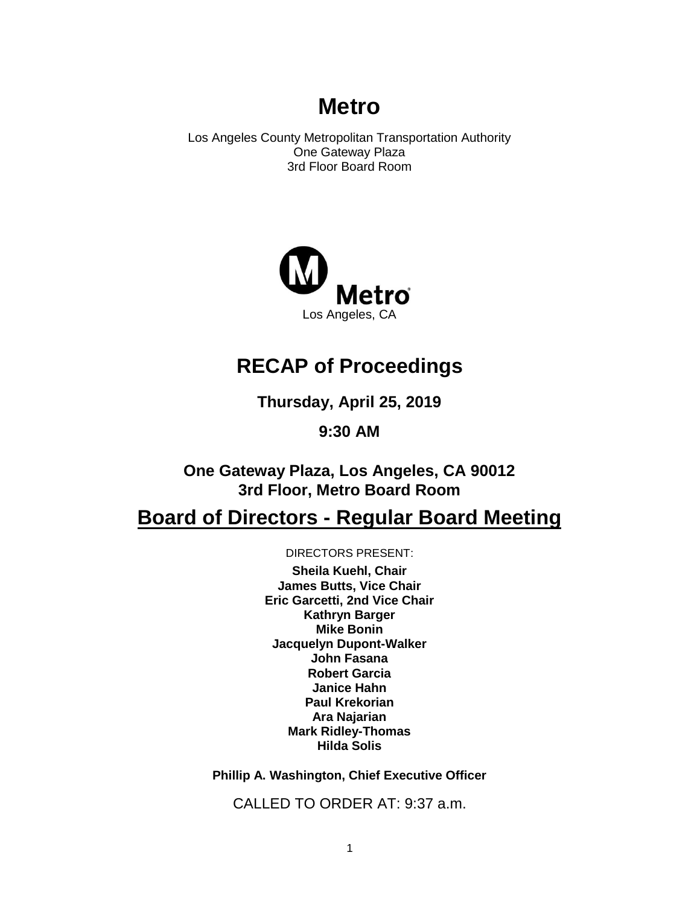# Metro

Los Angeles County Metropolitan Transportation Authority
One Gateway Plaza
3rd Floor Board Room

Metro
Los Angeles, CA

# RECAP of Proceedings

**Thursday, April 25, 2019**

**9:30 AM**

**One Gateway Plaza, Los Angeles, CA 90012**
**3rd Floor, Metro Board Room**

## Board of Directors - Regular Board Meeting

DIRECTORS PRESENT:

**Sheila Kuehl, Chair**
**James Butts, Vice Chair**
**Eric Garcetti, 2nd Vice Chair**
**Kathryn Barger**
**Mike Bonin**
**Jacquelyn Dupont-Walker**
**John Fasana**
**Robert Garcia**
**Janice Hahn**
**Paul Krekorian**
**Ara Najarian**
**Mark Ridley-Thomas**
**Hilda Solis**

**Phillip A. Washington, Chief Executive Officer**

CALLED TO ORDER AT: 9:37 a.m.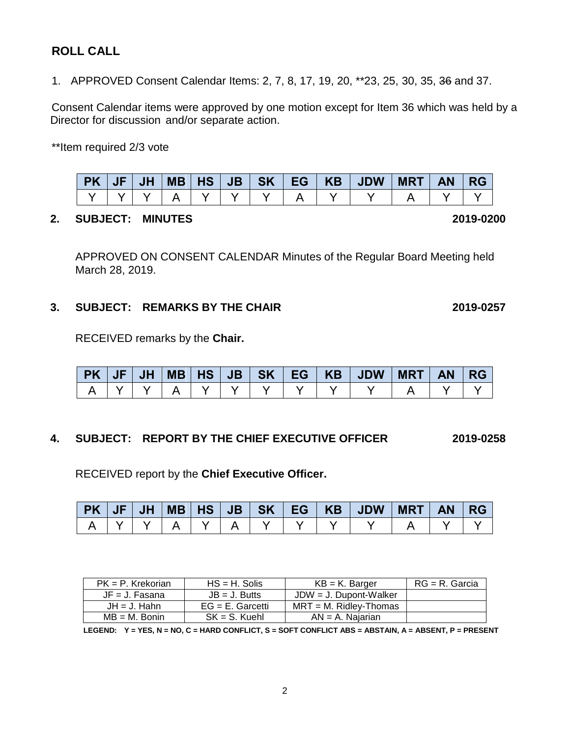## ROLL CALL

1. APPROVED Consent Calendar Items: 2, 7, 8, 17, 19, 20, **23, 25, 30, 35, ~~36~~ and 37.

Consent Calendar items were approved by one motion except for Item 36 which was held by a Director for discussion and/or separate action.

**Item required 2/3 vote

| PK | JF | JH | MB | HS | JB | SK | EG | KB | JDW | MRT | AN | RG |
|---|---|---|---|---|---|---|---|---|---|---|---|---|
| Y | Y | Y | A | Y | Y | Y | A | Y | Y | A | Y | Y |

**2. SUBJECT: MINUTES** **2019-0200**

APPROVED ON CONSENT CALENDAR Minutes of the Regular Board Meeting held March 28, 2019.

**3. SUBJECT: REMARKS BY THE CHAIR** **2019-0257**

RECEIVED remarks by the **Chair.**

| PK | JF | JH | MB | HS | JB | SK | EG | KB | JDW | MRT | AN | RG |
|---|---|---|---|---|---|---|---|---|---|---|---|---|
| A | Y | Y | A | Y | Y | Y | Y | Y | Y | A | Y | Y |

**4. SUBJECT: REPORT BY THE CHIEF EXECUTIVE OFFICER** **2019-0258**

RECEIVED report by the **Chief Executive Officer.**

| PK | JF | JH | MB | HS | JB | SK | EG | KB | JDW | MRT | AN | RG |
|---|---|---|---|---|---|---|---|---|---|---|---|---|
| A | Y | Y | A | Y | A | Y | Y | Y | Y | A | Y | Y |

| | | | |
|---|---|---|---|
| PK = P. Krekorian | HS = H. Solis | KB = K. Barger | RG = R. Garcia |
| JF = J. Fasana | JB = J. Butts | JDW = J. Dupont-Walker | |
| JH = J. Hahn | EG = E. Garcetti | MRT = M. Ridley-Thomas | |
| MB = M. Bonin | SK = S. Kuehl | AN = A. Najarian | |

**LEGEND: Y = YES, N = NO, C = HARD CONFLICT, S = SOFT CONFLICT ABS = ABSTAIN, A = ABSENT, P = PRESENT**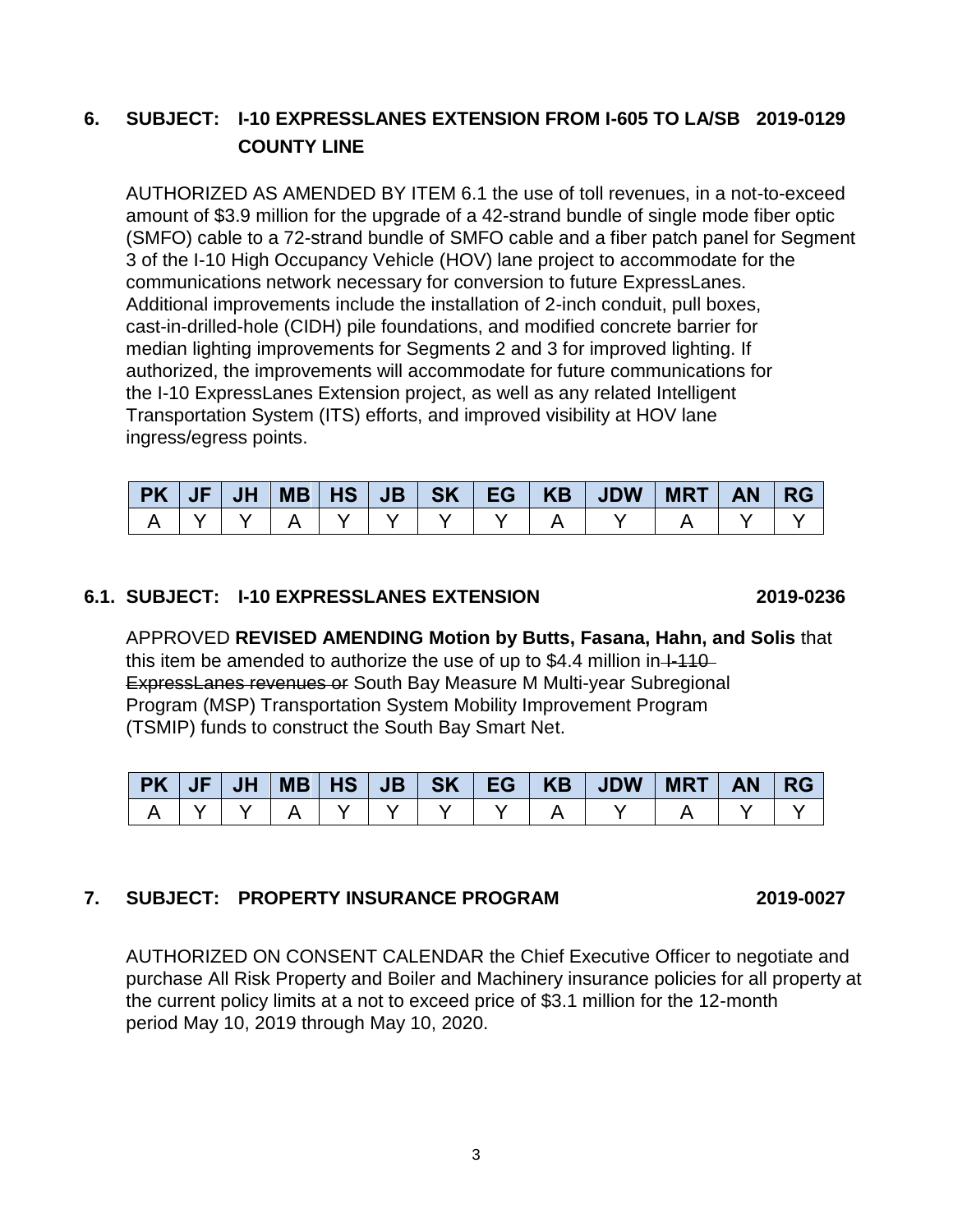**6. SUBJECT: I-10 EXPRESSLANES EXTENSION FROM I-605 TO LA/SB COUNTY LINE** **2019-0129**

AUTHORIZED AS AMENDED BY ITEM 6.1 the use of toll revenues, in a not-to-exceed amount of $3.9 million for the upgrade of a 42-strand bundle of single mode fiber optic (SMFO) cable to a 72-strand bundle of SMFO cable and a fiber patch panel for Segment 3 of the I-10 High Occupancy Vehicle (HOV) lane project to accommodate for the communications network necessary for conversion to future ExpressLanes. Additional improvements include the installation of 2-inch conduit, pull boxes, cast-in-drilled-hole (CIDH) pile foundations, and modified concrete barrier for median lighting improvements for Segments 2 and 3 for improved lighting. If authorized, the improvements will accommodate for future communications for the I-10 ExpressLanes Extension project, as well as any related Intelligent Transportation System (ITS) efforts, and improved visibility at HOV lane ingress/egress points.

| PK | JF | JH | MB | HS | JB | SK | EG | KB | JDW | MRT | AN | RG |
|---|---|---|---|---|---|---|---|---|---|---|---|---|
| A | Y | Y | A | Y | Y | Y | Y | A | Y | A | Y | Y |

**6.1. SUBJECT: I-10 EXPRESSLANES EXTENSION** **2019-0236**

APPROVED **REVISED AMENDING Motion by Butts, Fasana, Hahn, and Solis** that this item be amended to authorize the use of up to $4.4 million in ~~I-110 ExpressLanes revenues or~~ South Bay Measure M Multi-year Subregional Program (MSP) Transportation System Mobility Improvement Program (TSMIP) funds to construct the South Bay Smart Net.

| PK | JF | JH | MB | HS | JB | SK | EG | KB | JDW | MRT | AN | RG |
|---|---|---|---|---|---|---|---|---|---|---|---|---|
| A | Y | Y | A | Y | Y | Y | Y | A | Y | A | Y | Y |

**7. SUBJECT: PROPERTY INSURANCE PROGRAM** **2019-0027**

AUTHORIZED ON CONSENT CALENDAR the Chief Executive Officer to negotiate and purchase All Risk Property and Boiler and Machinery insurance policies for all property at the current policy limits at a not to exceed price of $3.1 million for the 12-month period May 10, 2019 through May 10, 2020.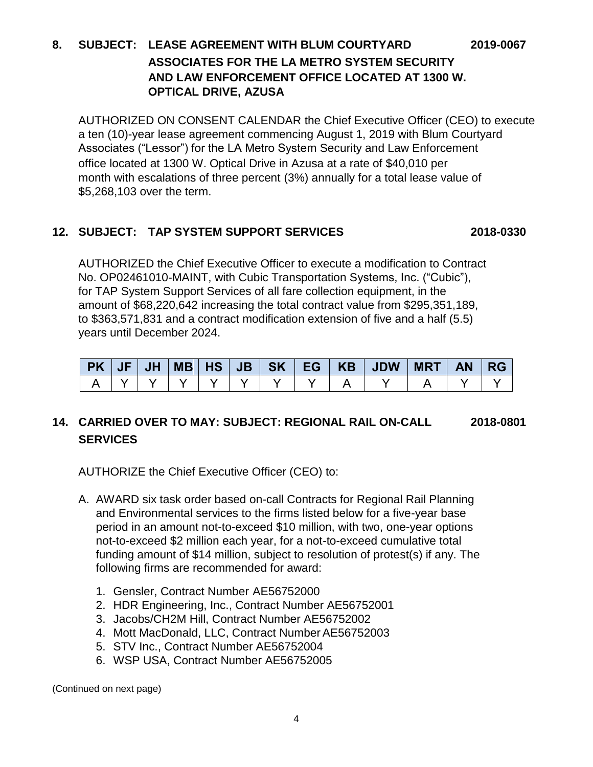**8. SUBJECT: LEASE AGREEMENT WITH BLUM COURTYARD ASSOCIATES FOR THE LA METRO SYSTEM SECURITY AND LAW ENFORCEMENT OFFICE LOCATED AT 1300 W. OPTICAL DRIVE, AZUSA** **2019-0067**

AUTHORIZED ON CONSENT CALENDAR the Chief Executive Officer (CEO) to execute a ten (10)-year lease agreement commencing August 1, 2019 with Blum Courtyard Associates ("Lessor") for the LA Metro System Security and Law Enforcement office located at 1300 W. Optical Drive in Azusa at a rate of $40,010 per month with escalations of three percent (3%) annually for a total lease value of $5,268,103 over the term.

**12. SUBJECT: TAP SYSTEM SUPPORT SERVICES** **2018-0330**

AUTHORIZED the Chief Executive Officer to execute a modification to Contract No. OP02461010-MAINT, with Cubic Transportation Systems, Inc. ("Cubic"), for TAP System Support Services of all fare collection equipment, in the amount of $68,220,642 increasing the total contract value from $295,351,189, to $363,571,831 and a contract modification extension of five and a half (5.5) years until December 2024.

| PK | JF | JH | MB | HS | JB | SK | EG | KB | JDW | MRT | AN | RG |
|---|---|---|---|---|---|---|---|---|---|---|---|---|
| A | Y | Y | Y | Y | Y | Y | Y | A | Y | A | Y | Y |

**14. CARRIED OVER TO MAY: SUBJECT: REGIONAL RAIL ON-CALL SERVICES** **2018-0801**

AUTHORIZE the Chief Executive Officer (CEO) to:

A. AWARD six task order based on-call Contracts for Regional Rail Planning and Environmental services to the firms listed below for a five-year base period in an amount not-to-exceed $10 million, with two, one-year options not-to-exceed $2 million each year, for a not-to-exceed cumulative total funding amount of $14 million, subject to resolution of protest(s) if any. The following firms are recommended for award:

   1. Gensler, Contract Number AE56752000
   2. HDR Engineering, Inc., Contract Number AE56752001
   3. Jacobs/CH2M Hill, Contract Number AE56752002
   4. Mott MacDonald, LLC, Contract Number AE56752003
   5. STV Inc., Contract Number AE56752004
   6. WSP USA, Contract Number AE56752005

(Continued on next page)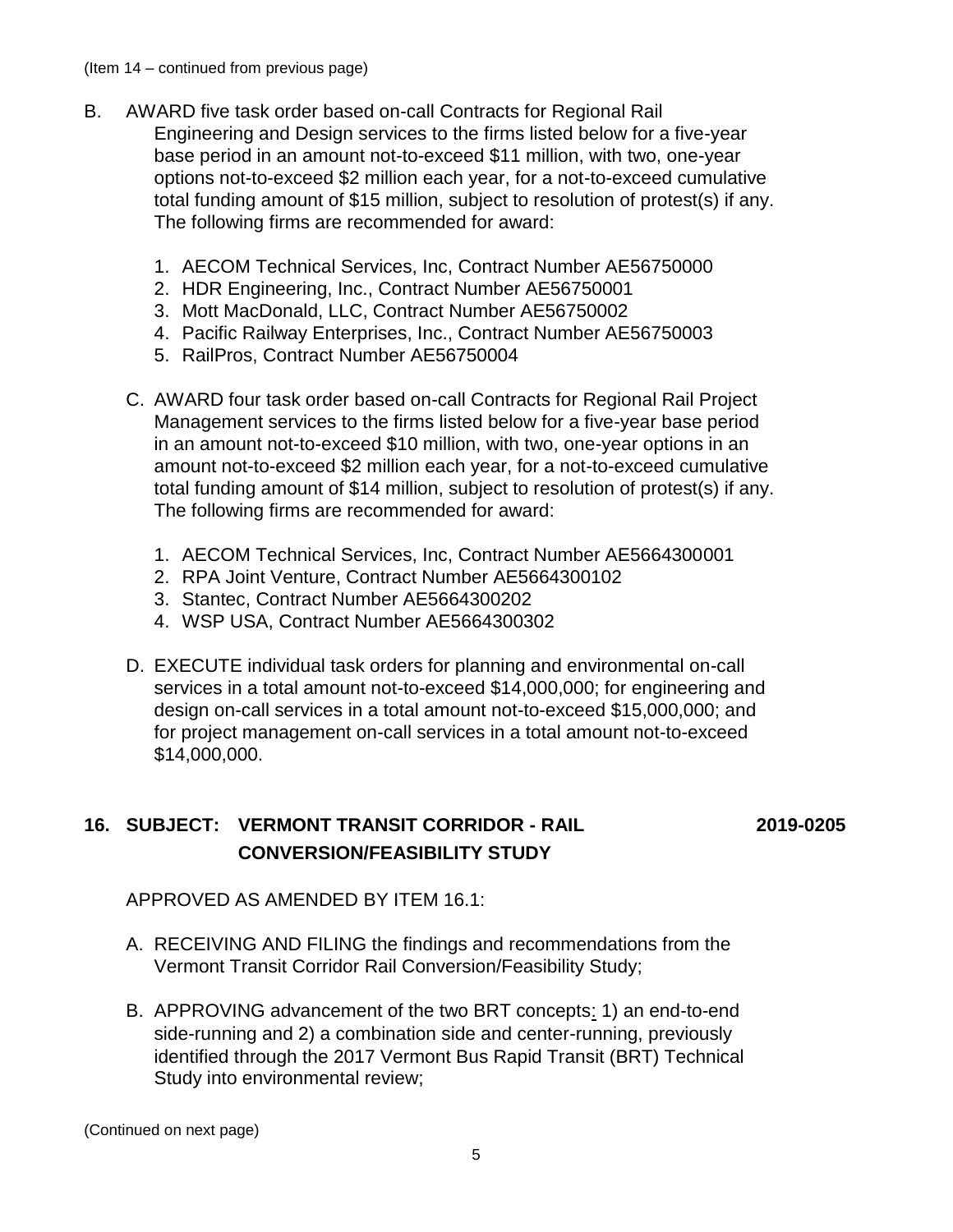(Item 14 – continued from previous page)

B. AWARD five task order based on-call Contracts for Regional Rail Engineering and Design services to the firms listed below for a five-year base period in an amount not-to-exceed \$11 million, with two, one-year options not-to-exceed \$2 million each year, for a not-to-exceed cumulative total funding amount of \$15 million, subject to resolution of protest(s) if any. The following firms are recommended for award:

   1. AECOM Technical Services, Inc, Contract Number AE56750000
   2. HDR Engineering, Inc., Contract Number AE56750001
   3. Mott MacDonald, LLC, Contract Number AE56750002
   4. Pacific Railway Enterprises, Inc., Contract Number AE56750003
   5. RailPros, Contract Number AE56750004

C. AWARD four task order based on-call Contracts for Regional Rail Project Management services to the firms listed below for a five-year base period in an amount not-to-exceed \$10 million, with two, one-year options in an amount not-to-exceed \$2 million each year, for a not-to-exceed cumulative total funding amount of \$14 million, subject to resolution of protest(s) if any. The following firms are recommended for award:

   1. AECOM Technical Services, Inc, Contract Number AE5664300001
   2. RPA Joint Venture, Contract Number AE5664300102
   3. Stantec, Contract Number AE5664300202
   4. WSP USA, Contract Number AE5664300302

D. EXECUTE individual task orders for planning and environmental on-call services in a total amount not-to-exceed \$14,000,000; for engineering and design on-call services in a total amount not-to-exceed \$15,000,000; and for project management on-call services in a total amount not-to-exceed \$14,000,000.

## 16. SUBJECT: VERMONT TRANSIT CORRIDOR - RAIL CONVERSION/FEASIBILITY STUDY 2019-0205

APPROVED AS AMENDED BY ITEM 16.1:

A. RECEIVING AND FILING the findings and recommendations from the Vermont Transit Corridor Rail Conversion/Feasibility Study;

B. APPROVING advancement of the two BRT concepts: 1) an end-to-end side-running and 2) a combination side and center-running, previously identified through the 2017 Vermont Bus Rapid Transit (BRT) Technical Study into environmental review;

(Continued on next page)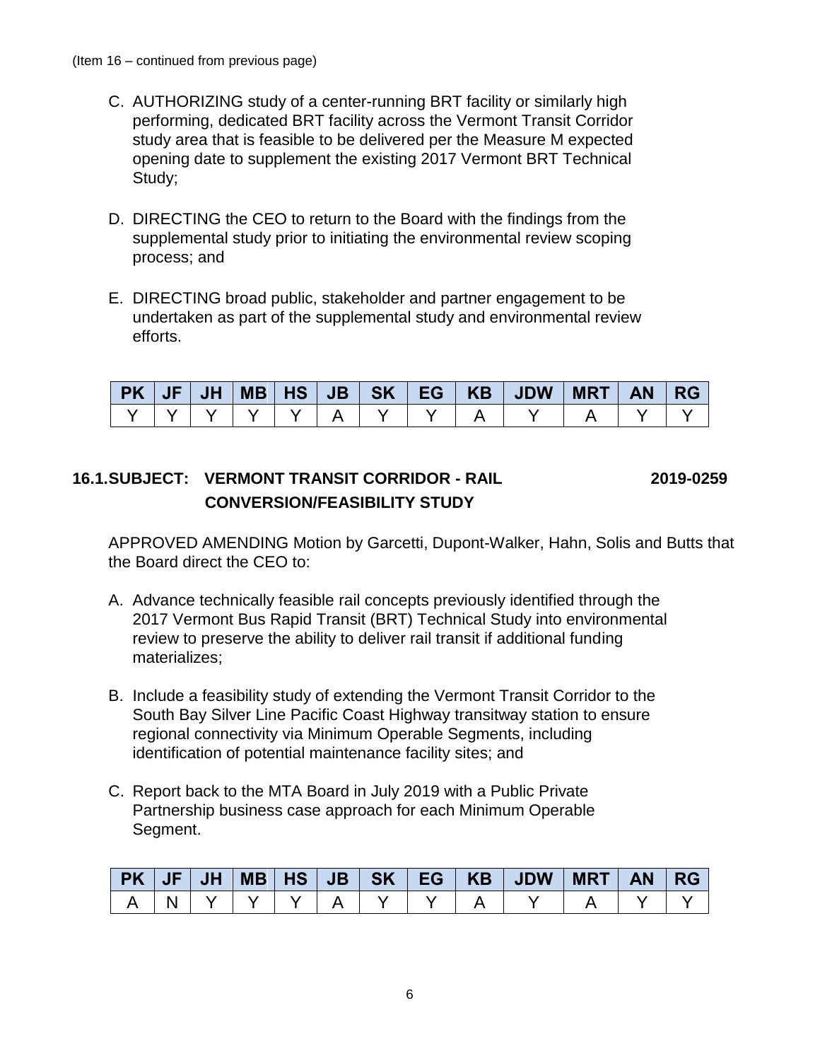(Item 16 – continued from previous page)

C. AUTHORIZING study of a center-running BRT facility or similarly high performing, dedicated BRT facility across the Vermont Transit Corridor study area that is feasible to be delivered per the Measure M expected opening date to supplement the existing 2017 Vermont BRT Technical Study;

D. DIRECTING the CEO to return to the Board with the findings from the supplemental study prior to initiating the environmental review scoping process; and

E. DIRECTING broad public, stakeholder and partner engagement to be undertaken as part of the supplemental study and environmental review efforts.

| PK | JF | JH | MB | HS | JB | SK | EG | KB | JDW | MRT | AN | RG |
|---|---|---|---|---|---|---|---|---|---|---|---|---|
| Y | Y | Y | Y | Y | A | Y | Y | A | Y | A | Y | Y |

**16.1.SUBJECT: VERMONT TRANSIT CORRIDOR - RAIL CONVERSION/FEASIBILITY STUDY** **2019-0259**

APPROVED AMENDING Motion by Garcetti, Dupont-Walker, Hahn, Solis and Butts that the Board direct the CEO to:

A. Advance technically feasible rail concepts previously identified through the 2017 Vermont Bus Rapid Transit (BRT) Technical Study into environmental review to preserve the ability to deliver rail transit if additional funding materializes;

B. Include a feasibility study of extending the Vermont Transit Corridor to the South Bay Silver Line Pacific Coast Highway transitway station to ensure regional connectivity via Minimum Operable Segments, including identification of potential maintenance facility sites; and

C. Report back to the MTA Board in July 2019 with a Public Private Partnership business case approach for each Minimum Operable Segment.

| PK | JF | JH | MB | HS | JB | SK | EG | KB | JDW | MRT | AN | RG |
|---|---|---|---|---|---|---|---|---|---|---|---|---|
| A | N | Y | Y | Y | A | Y | Y | A | Y | A | Y | Y |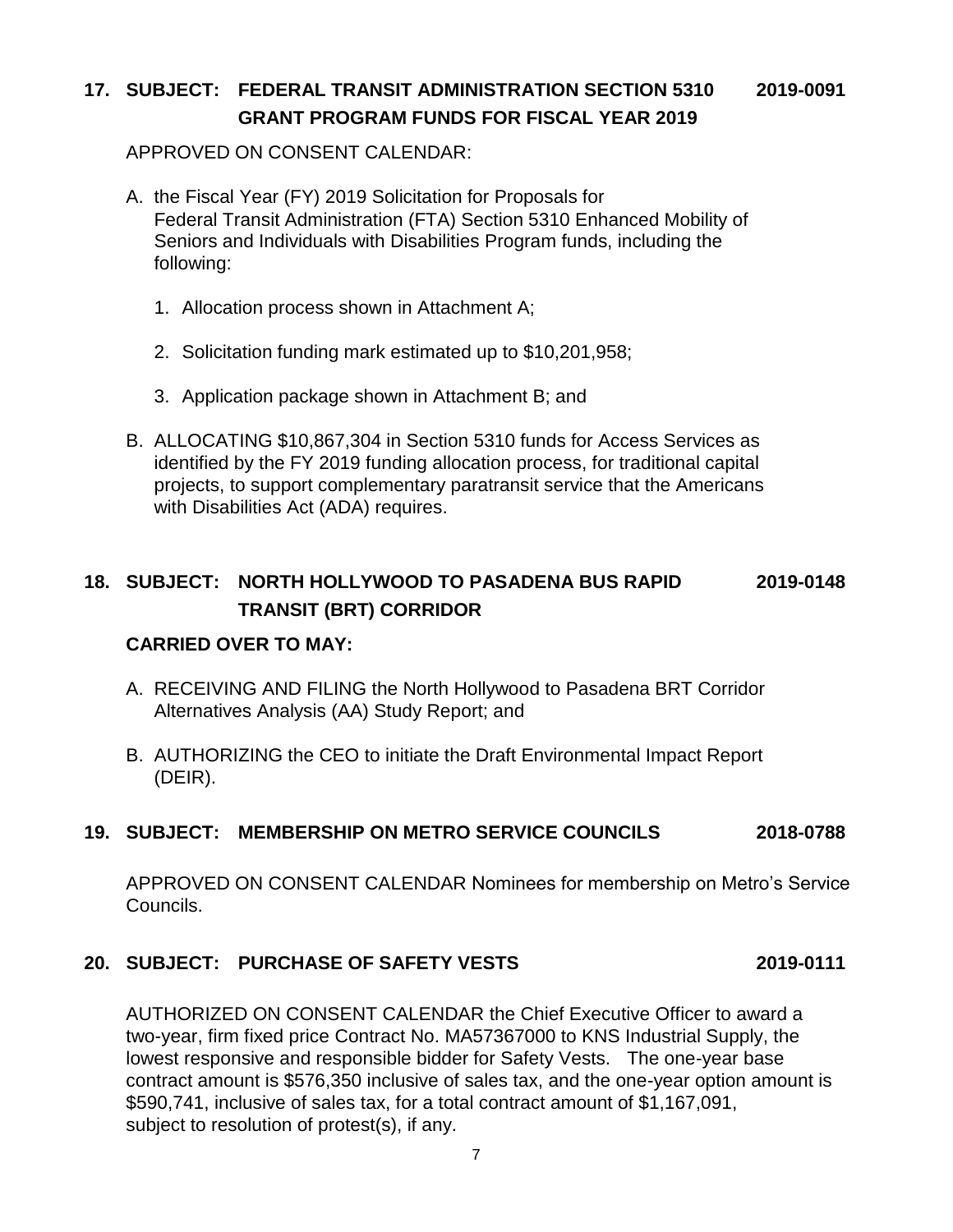**17. SUBJECT: FEDERAL TRANSIT ADMINISTRATION SECTION 5310 GRANT PROGRAM FUNDS FOR FISCAL YEAR 2019** **2019-0091**

APPROVED ON CONSENT CALENDAR:

A. the Fiscal Year (FY) 2019 Solicitation for Proposals for Federal Transit Administration (FTA) Section 5310 Enhanced Mobility of Seniors and Individuals with Disabilities Program funds, including the following:

   1. Allocation process shown in Attachment A;

   2. Solicitation funding mark estimated up to $10,201,958;

   3. Application package shown in Attachment B; and

B. ALLOCATING $10,867,304 in Section 5310 funds for Access Services as identified by the FY 2019 funding allocation process, for traditional capital projects, to support complementary paratransit service that the Americans with Disabilities Act (ADA) requires.

**18. SUBJECT: NORTH HOLLYWOOD TO PASADENA BUS RAPID TRANSIT (BRT) CORRIDOR** **2019-0148**

**CARRIED OVER TO MAY:**

A. RECEIVING AND FILING the North Hollywood to Pasadena BRT Corridor Alternatives Analysis (AA) Study Report; and

B. AUTHORIZING the CEO to initiate the Draft Environmental Impact Report (DEIR).

**19. SUBJECT: MEMBERSHIP ON METRO SERVICE COUNCILS** **2018-0788**

APPROVED ON CONSENT CALENDAR Nominees for membership on Metro's Service Councils.

**20. SUBJECT: PURCHASE OF SAFETY VESTS** **2019-0111**

AUTHORIZED ON CONSENT CALENDAR the Chief Executive Officer to award a two-year, firm fixed price Contract No. MA57367000 to KNS Industrial Supply, the lowest responsive and responsible bidder for Safety Vests. The one-year base contract amount is $576,350 inclusive of sales tax, and the one-year option amount is $590,741, inclusive of sales tax, for a total contract amount of $1,167,091, subject to resolution of protest(s), if any.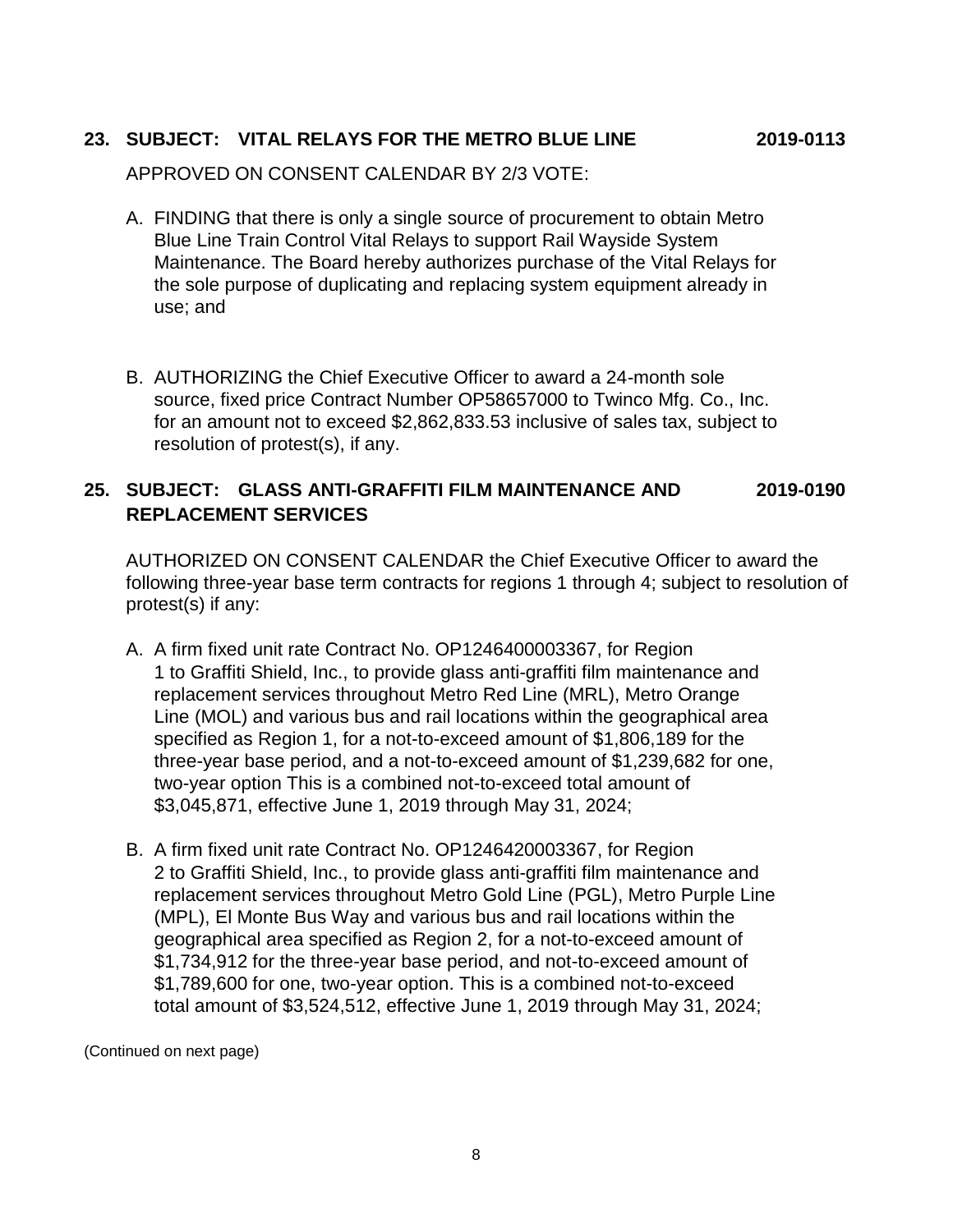**23. SUBJECT: VITAL RELAYS FOR THE METRO BLUE LINE 2019-0113**

APPROVED ON CONSENT CALENDAR BY 2/3 VOTE:

A. FINDING that there is only a single source of procurement to obtain Metro Blue Line Train Control Vital Relays to support Rail Wayside System Maintenance. The Board hereby authorizes purchase of the Vital Relays for the sole purpose of duplicating and replacing system equipment already in use; and

B. AUTHORIZING the Chief Executive Officer to award a 24-month sole source, fixed price Contract Number OP58657000 to Twinco Mfg. Co., Inc. for an amount not to exceed $2,862,833.53 inclusive of sales tax, subject to resolution of protest(s), if any.

**25. SUBJECT: GLASS ANTI-GRAFFITI FILM MAINTENANCE AND REPLACEMENT SERVICES 2019-0190**

AUTHORIZED ON CONSENT CALENDAR the Chief Executive Officer to award the following three-year base term contracts for regions 1 through 4; subject to resolution of protest(s) if any:

A. A firm fixed unit rate Contract No. OP1246400003367, for Region 1 to Graffiti Shield, Inc., to provide glass anti-graffiti film maintenance and replacement services throughout Metro Red Line (MRL), Metro Orange Line (MOL) and various bus and rail locations within the geographical area specified as Region 1, for a not-to-exceed amount of $1,806,189 for the three-year base period, and a not-to-exceed amount of $1,239,682 for one, two-year option This is a combined not-to-exceed total amount of $3,045,871, effective June 1, 2019 through May 31, 2024;

B. A firm fixed unit rate Contract No. OP1246420003367, for Region 2 to Graffiti Shield, Inc., to provide glass anti-graffiti film maintenance and replacement services throughout Metro Gold Line (PGL), Metro Purple Line (MPL), El Monte Bus Way and various bus and rail locations within the geographical area specified as Region 2, for a not-to-exceed amount of $1,734,912 for the three-year base period, and not-to-exceed amount of $1,789,600 for one, two-year option. This is a combined not-to-exceed total amount of $3,524,512, effective June 1, 2019 through May 31, 2024;

(Continued on next page)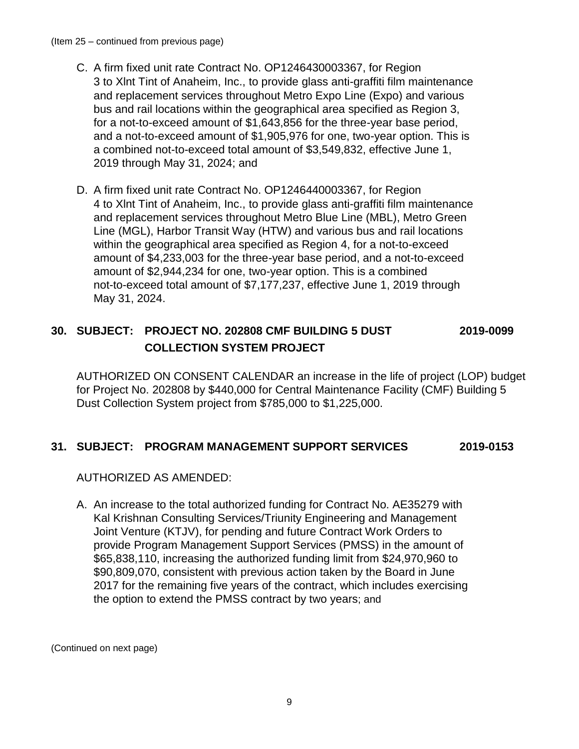(Item 25 – continued from previous page)

C. A firm fixed unit rate Contract No. OP1246430003367, for Region 3 to Xlnt Tint of Anaheim, Inc., to provide glass anti-graffiti film maintenance and replacement services throughout Metro Expo Line (Expo) and various bus and rail locations within the geographical area specified as Region 3, for a not-to-exceed amount of $1,643,856 for the three-year base period, and a not-to-exceed amount of $1,905,976 for one, two-year option. This is a combined not-to-exceed total amount of $3,549,832, effective June 1, 2019 through May 31, 2024; and

D. A firm fixed unit rate Contract No. OP1246440003367, for Region 4 to Xlnt Tint of Anaheim, Inc., to provide glass anti-graffiti film maintenance and replacement services throughout Metro Blue Line (MBL), Metro Green Line (MGL), Harbor Transit Way (HTW) and various bus and rail locations within the geographical area specified as Region 4, for a not-to-exceed amount of $4,233,003 for the three-year base period, and a not-to-exceed amount of $2,944,234 for one, two-year option. This is a combined not-to-exceed total amount of $7,177,237, effective June 1, 2019 through May 31, 2024.

## 30. SUBJECT: PROJECT NO. 202808 CMF BUILDING 5 DUST COLLECTION SYSTEM PROJECT 2019-0099

AUTHORIZED ON CONSENT CALENDAR an increase in the life of project (LOP) budget for Project No. 202808 by $440,000 for Central Maintenance Facility (CMF) Building 5 Dust Collection System project from $785,000 to $1,225,000.

## 31. SUBJECT: PROGRAM MANAGEMENT SUPPORT SERVICES 2019-0153

AUTHORIZED AS AMENDED:

A. An increase to the total authorized funding for Contract No. AE35279 with Kal Krishnan Consulting Services/Triunity Engineering and Management Joint Venture (KTJV), for pending and future Contract Work Orders to provide Program Management Support Services (PMSS) in the amount of $65,838,110, increasing the authorized funding limit from $24,970,960 to $90,809,070, consistent with previous action taken by the Board in June 2017 for the remaining five years of the contract, which includes exercising the option to extend the PMSS contract by two years; and

(Continued on next page)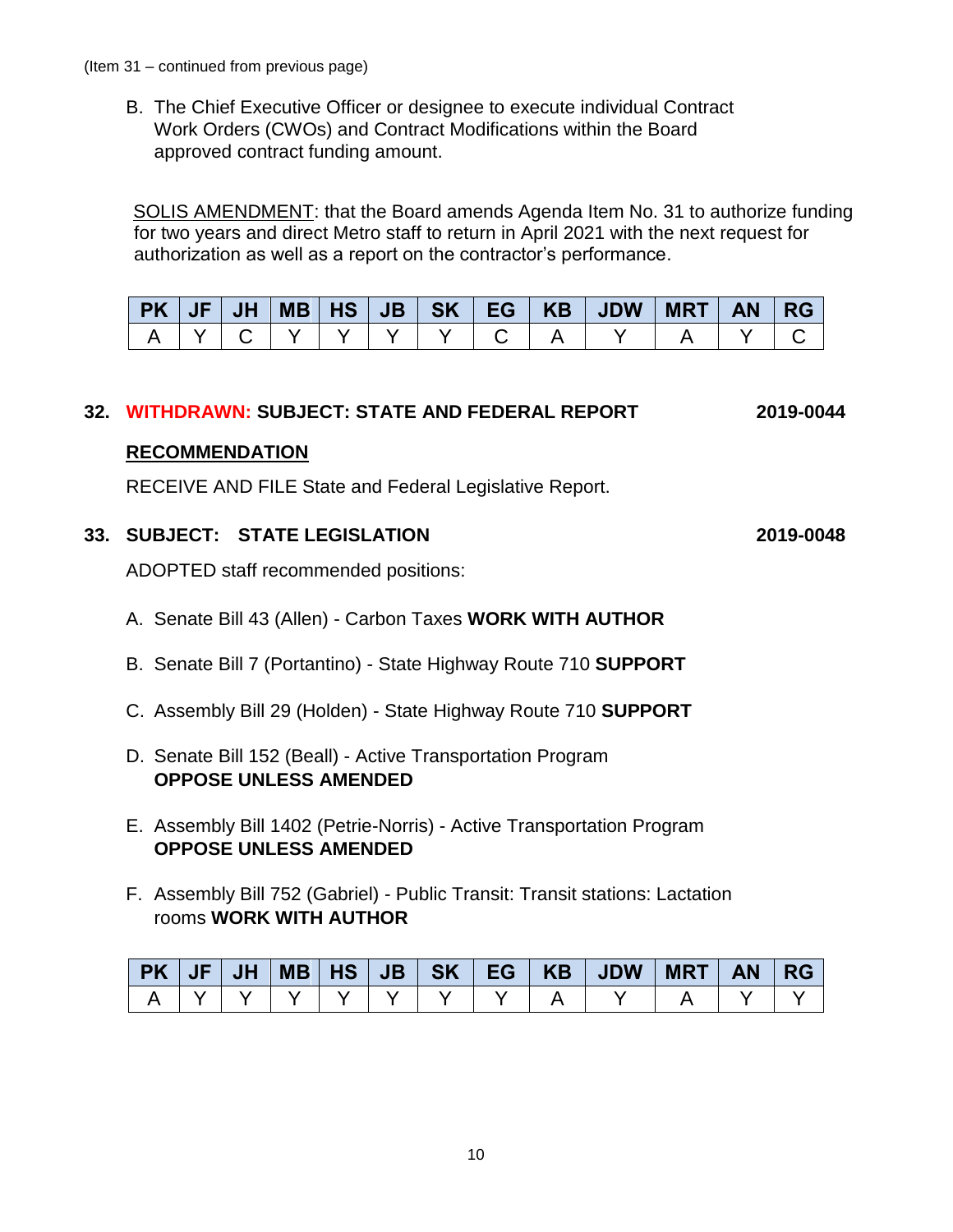(Item 31 – continued from previous page)

B. The Chief Executive Officer or designee to execute individual Contract Work Orders (CWOs) and Contract Modifications within the Board approved contract funding amount.

SOLIS AMENDMENT: that the Board amends Agenda Item No. 31 to authorize funding for two years and direct Metro staff to return in April 2021 with the next request for authorization as well as a report on the contractor's performance.

| PK | JF | JH | MB | HS | JB | SK | EG | KB | JDW | MRT | AN | RG |
|---|---|---|---|---|---|---|---|---|---|---|---|---|
| A | Y | C | Y | Y | Y | Y | C | A | Y | A | Y | C |

## 32. WITHDRAWN: SUBJECT: STATE AND FEDERAL REPORT 2019-0044

**RECOMMENDATION**

RECEIVE AND FILE State and Federal Legislative Report.

## 33. SUBJECT: STATE LEGISLATION 2019-0048

ADOPTED staff recommended positions:

A. Senate Bill 43 (Allen) - Carbon Taxes **WORK WITH AUTHOR**

B. Senate Bill 7 (Portantino) - State Highway Route 710 **SUPPORT**

C. Assembly Bill 29 (Holden) - State Highway Route 710 **SUPPORT**

D. Senate Bill 152 (Beall) - Active Transportation Program **OPPOSE UNLESS AMENDED**

E. Assembly Bill 1402 (Petrie-Norris) - Active Transportation Program **OPPOSE UNLESS AMENDED**

F. Assembly Bill 752 (Gabriel) - Public Transit: Transit stations: Lactation rooms **WORK WITH AUTHOR**

| PK | JF | JH | MB | HS | JB | SK | EG | KB | JDW | MRT | AN | RG |
|---|---|---|---|---|---|---|---|---|---|---|---|---|
| A | Y | Y | Y | Y | Y | Y | Y | A | Y | A | Y | Y |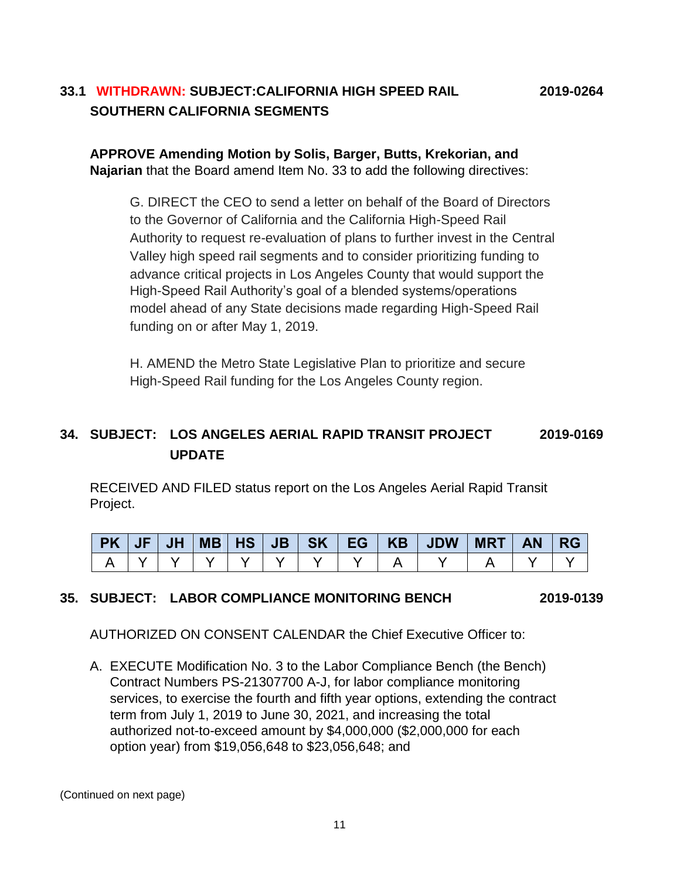**33.1 WITHDRAWN: SUBJECT:CALIFORNIA HIGH SPEED RAIL SOUTHERN CALIFORNIA SEGMENTS** **2019-0264**

**APPROVE Amending Motion by Solis, Barger, Butts, Krekorian, and Najarian** that the Board amend Item No. 33 to add the following directives:

G. DIRECT the CEO to send a letter on behalf of the Board of Directors to the Governor of California and the California High-Speed Rail Authority to request re-evaluation of plans to further invest in the Central Valley high speed rail segments and to consider prioritizing funding to advance critical projects in Los Angeles County that would support the High-Speed Rail Authority's goal of a blended systems/operations model ahead of any State decisions made regarding High-Speed Rail funding on or after May 1, 2019.

H. AMEND the Metro State Legislative Plan to prioritize and secure High-Speed Rail funding for the Los Angeles County region.

**34. SUBJECT: LOS ANGELES AERIAL RAPID TRANSIT PROJECT UPDATE** **2019-0169**

RECEIVED AND FILED status report on the Los Angeles Aerial Rapid Transit Project.

| PK | JF | JH | MB | HS | JB | SK | EG | KB | JDW | MRT | AN | RG |
|---|---|---|---|---|---|---|---|---|---|---|---|---|
| A | Y | Y | Y | Y | Y | Y | Y | A | Y | A | Y | Y |

**35. SUBJECT: LABOR COMPLIANCE MONITORING BENCH** **2019-0139**

AUTHORIZED ON CONSENT CALENDAR the Chief Executive Officer to:

A. EXECUTE Modification No. 3 to the Labor Compliance Bench (the Bench) Contract Numbers PS-21307700 A-J, for labor compliance monitoring services, to exercise the fourth and fifth year options, extending the contract term from July 1, 2019 to June 30, 2021, and increasing the total authorized not-to-exceed amount by $4,000,000 ($2,000,000 for each option year) from $19,056,648 to $23,056,648; and

(Continued on next page)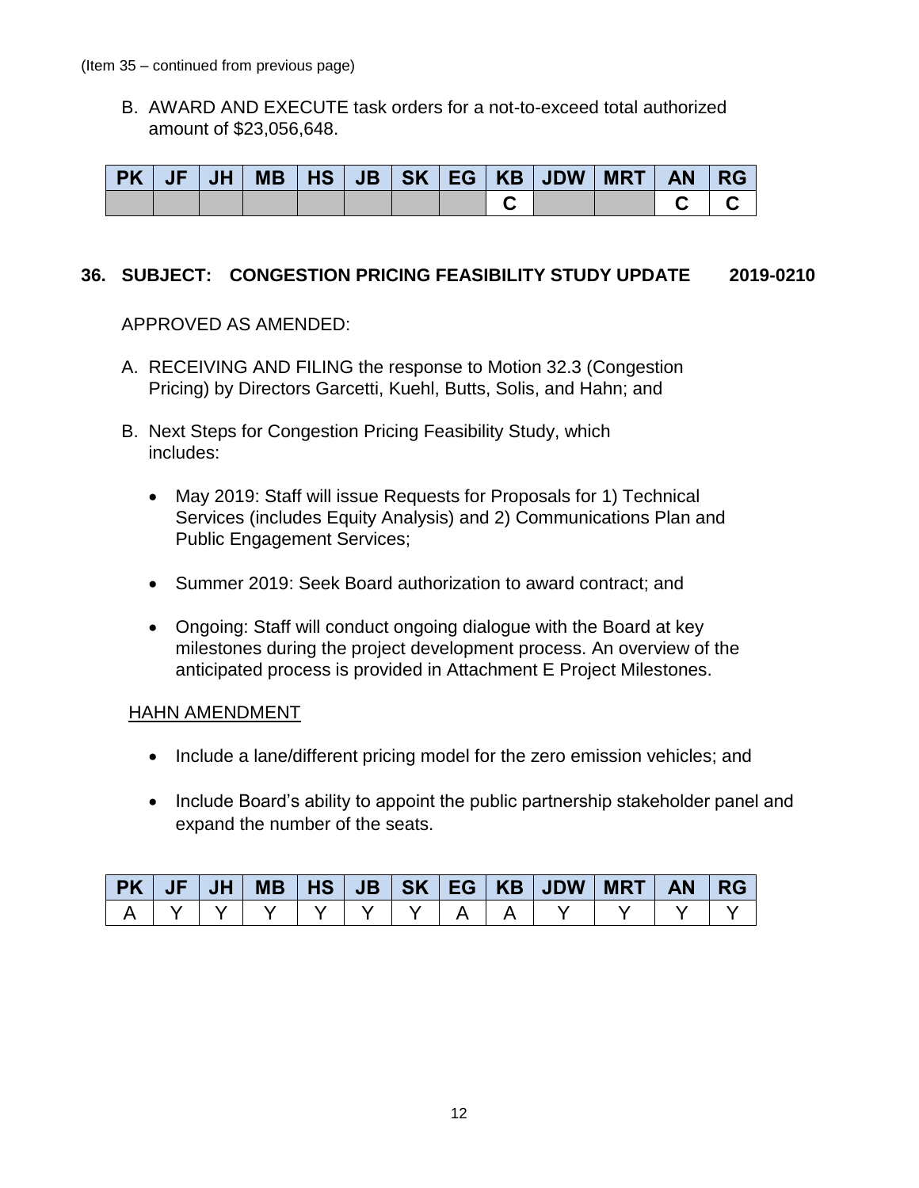(Item 35 – continued from previous page)

B. AWARD AND EXECUTE task orders for a not-to-exceed total authorized amount of $23,056,648.

| PK | JF | JH | MB | HS | JB | SK | EG | KB | JDW | MRT | AN | RG |
|---|---|---|---|---|---|---|---|---|---|---|---|---|
| | | | | | | | | C | | | C | C |

**36. SUBJECT: CONGESTION PRICING FEASIBILITY STUDY UPDATE 2019-0210**

APPROVED AS AMENDED:

A. RECEIVING AND FILING the response to Motion 32.3 (Congestion Pricing) by Directors Garcetti, Kuehl, Butts, Solis, and Hahn; and

B. Next Steps for Congestion Pricing Feasibility Study, which includes:

- May 2019: Staff will issue Requests for Proposals for 1) Technical Services (includes Equity Analysis) and 2) Communications Plan and Public Engagement Services;
- Summer 2019: Seek Board authorization to award contract; and
- Ongoing: Staff will conduct ongoing dialogue with the Board at key milestones during the project development process. An overview of the anticipated process is provided in Attachment E Project Milestones.

HAHN AMENDMENT

- Include a lane/different pricing model for the zero emission vehicles; and
- Include Board's ability to appoint the public partnership stakeholder panel and expand the number of the seats.

| PK | JF | JH | MB | HS | JB | SK | EG | KB | JDW | MRT | AN | RG |
|---|---|---|---|---|---|---|---|---|---|---|---|---|
| A | Y | Y | Y | Y | Y | Y | A | A | Y | Y | Y | Y |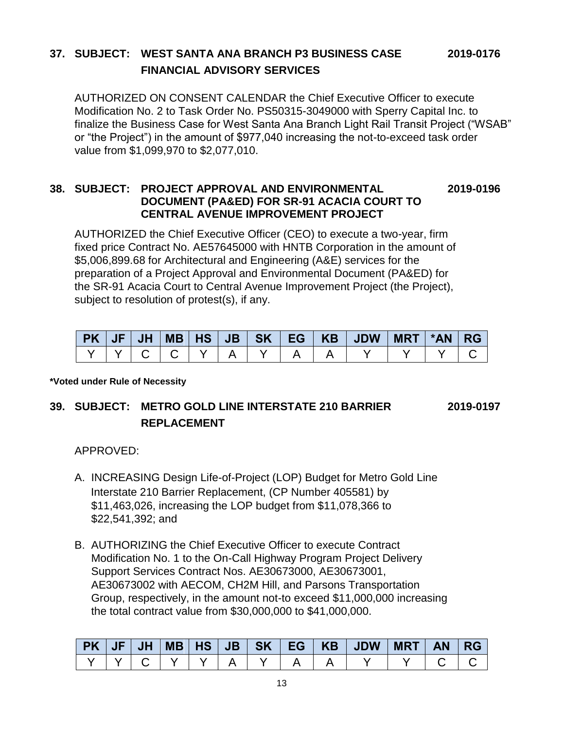**37. SUBJECT: WEST SANTA ANA BRANCH P3 BUSINESS CASE FINANCIAL ADVISORY SERVICES** **2019-0176**

AUTHORIZED ON CONSENT CALENDAR the Chief Executive Officer to execute Modification No. 2 to Task Order No. PS50315-3049000 with Sperry Capital Inc. to finalize the Business Case for West Santa Ana Branch Light Rail Transit Project ("WSAB" or "the Project") in the amount of $977,040 increasing the not-to-exceed task order value from $1,099,970 to $2,077,010.

**38. SUBJECT: PROJECT APPROVAL AND ENVIRONMENTAL DOCUMENT (PA&ED) FOR SR-91 ACACIA COURT TO CENTRAL AVENUE IMPROVEMENT PROJECT** **2019-0196**

AUTHORIZED the Chief Executive Officer (CEO) to execute a two-year, firm fixed price Contract No. AE57645000 with HNTB Corporation in the amount of $5,006,899.68 for Architectural and Engineering (A&E) services for the preparation of a Project Approval and Environmental Document (PA&ED) for the SR-91 Acacia Court to Central Avenue Improvement Project (the Project), subject to resolution of protest(s), if any.

| PK | JF | JH | MB | HS | JB | SK | EG | KB | JDW | MRT | *AN | RG |
|---|---|---|---|---|---|---|---|---|---|---|---|---|
| Y | Y | C | C | Y | A | Y | A | A | Y | Y | Y | C |

**\*Voted under Rule of Necessity**

**39. SUBJECT: METRO GOLD LINE INTERSTATE 210 BARRIER REPLACEMENT** **2019-0197**

APPROVED:

A. INCREASING Design Life-of-Project (LOP) Budget for Metro Gold Line Interstate 210 Barrier Replacement, (CP Number 405581) by $11,463,026, increasing the LOP budget from $11,078,366 to $22,541,392; and

B. AUTHORIZING the Chief Executive Officer to execute Contract Modification No. 1 to the On-Call Highway Program Project Delivery Support Services Contract Nos. AE30673000, AE30673001, AE30673002 with AECOM, CH2M Hill, and Parsons Transportation Group, respectively, in the amount not-to exceed $11,000,000 increasing the total contract value from $30,000,000 to $41,000,000.

| PK | JF | JH | MB | HS | JB | SK | EG | KB | JDW | MRT | AN | RG |
|---|---|---|---|---|---|---|---|---|---|---|---|---|
| Y | Y | C | Y | Y | A | Y | A | A | Y | Y | C | C |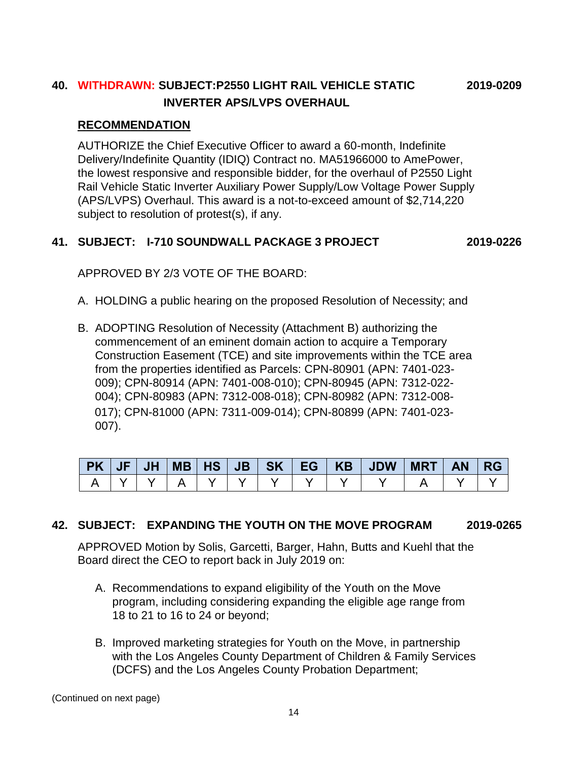**40. WITHDRAWN: SUBJECT:P2550 LIGHT RAIL VEHICLE STATIC INVERTER APS/LVPS OVERHAUL** **2019-0209**

**RECOMMENDATION**

AUTHORIZE the Chief Executive Officer to award a 60-month, Indefinite Delivery/Indefinite Quantity (IDIQ) Contract no. MA51966000 to AmePower, the lowest responsive and responsible bidder, for the overhaul of P2550 Light Rail Vehicle Static Inverter Auxiliary Power Supply/Low Voltage Power Supply (APS/LVPS) Overhaul. This award is a not-to-exceed amount of $2,714,220 subject to resolution of protest(s), if any.

**41. SUBJECT: I-710 SOUNDWALL PACKAGE 3 PROJECT** **2019-0226**

APPROVED BY 2/3 VOTE OF THE BOARD:

A. HOLDING a public hearing on the proposed Resolution of Necessity; and

B. ADOPTING Resolution of Necessity (Attachment B) authorizing the commencement of an eminent domain action to acquire a Temporary Construction Easement (TCE) and site improvements within the TCE area from the properties identified as Parcels: CPN-80901 (APN: 7401-023-009); CPN-80914 (APN: 7401-008-010); CPN-80945 (APN: 7312-022-004); CPN-80983 (APN: 7312-008-018); CPN-80982 (APN: 7312-008-017); CPN-81000 (APN: 7311-009-014); CPN-80899 (APN: 7401-023-007).

| PK | JF | JH | MB | HS | JB | SK | EG | KB | JDW | MRT | AN | RG |
|---|---|---|---|---|---|---|---|---|---|---|---|---|
| A | Y | Y | A | Y | Y | Y | Y | Y | Y | A | Y | Y |

**42. SUBJECT: EXPANDING THE YOUTH ON THE MOVE PROGRAM** **2019-0265**

APPROVED Motion by Solis, Garcetti, Barger, Hahn, Butts and Kuehl that the Board direct the CEO to report back in July 2019 on:

A. Recommendations to expand eligibility of the Youth on the Move program, including considering expanding the eligible age range from 18 to 21 to 16 to 24 or beyond;

B. Improved marketing strategies for Youth on the Move, in partnership with the Los Angeles County Department of Children & Family Services (DCFS) and the Los Angeles County Probation Department;

(Continued on next page)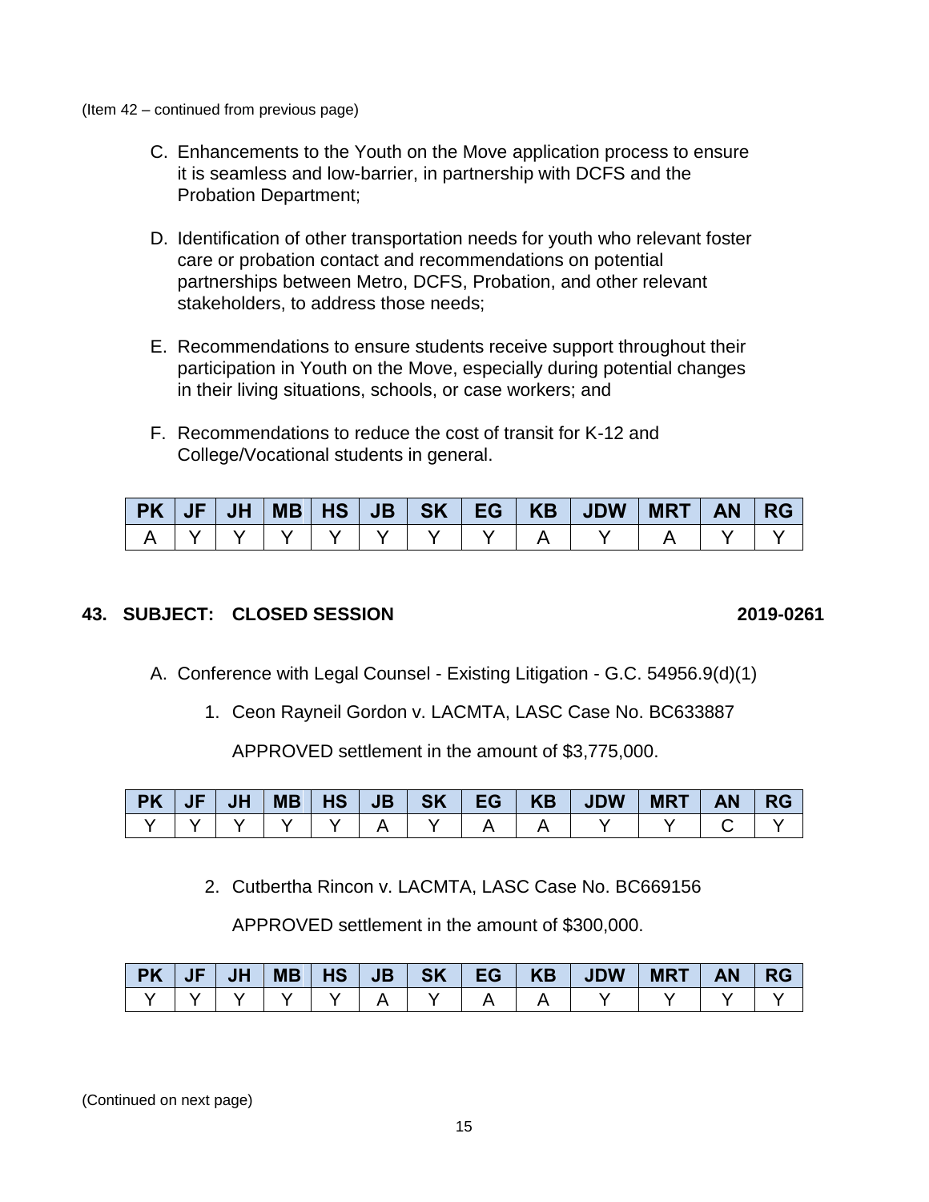(Item 42 – continued from previous page)

C. Enhancements to the Youth on the Move application process to ensure it is seamless and low-barrier, in partnership with DCFS and the Probation Department;

D. Identification of other transportation needs for youth who relevant foster care or probation contact and recommendations on potential partnerships between Metro, DCFS, Probation, and other relevant stakeholders, to address those needs;

E. Recommendations to ensure students receive support throughout their participation in Youth on the Move, especially during potential changes in their living situations, schools, or case workers; and

F. Recommendations to reduce the cost of transit for K-12 and College/Vocational students in general.

| PK | JF | JH | MB | HS | JB | SK | EG | KB | JDW | MRT | AN | RG |
|---|---|---|---|---|---|---|---|---|---|---|---|---|
| A | Y | Y | Y | Y | Y | Y | Y | A | Y | A | Y | Y |

**43. SUBJECT: CLOSED SESSION** **2019-0261**

A. Conference with Legal Counsel - Existing Litigation - G.C. 54956.9(d)(1)

1. Ceon Rayneil Gordon v. LACMTA, LASC Case No. BC633887

   APPROVED settlement in the amount of $3,775,000.

| PK | JF | JH | MB | HS | JB | SK | EG | KB | JDW | MRT | AN | RG |
|---|---|---|---|---|---|---|---|---|---|---|---|---|
| Y | Y | Y | Y | Y | A | Y | A | A | Y | Y | C | Y |

2. Cutbertha Rincon v. LACMTA, LASC Case No. BC669156

   APPROVED settlement in the amount of $300,000.

| PK | JF | JH | MB | HS | JB | SK | EG | KB | JDW | MRT | AN | RG |
|---|---|---|---|---|---|---|---|---|---|---|---|---|
| Y | Y | Y | Y | Y | A | Y | A | A | Y | Y | Y | Y |

(Continued on next page)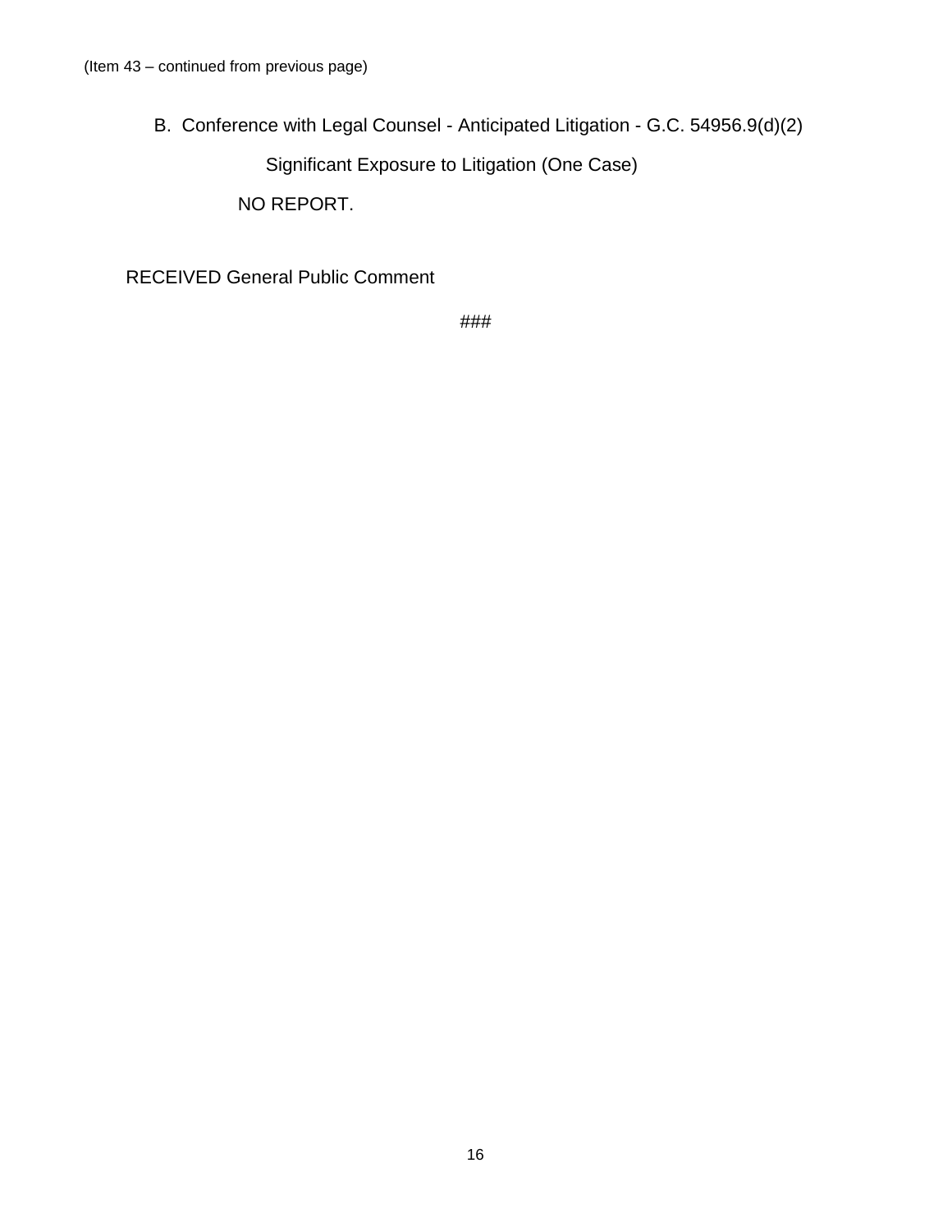(Item 43 – continued from previous page)

B. Conference with Legal Counsel - Anticipated Litigation - G.C. 54956.9(d)(2)

Significant Exposure to Litigation (One Case)

NO REPORT.

RECEIVED General Public Comment

###